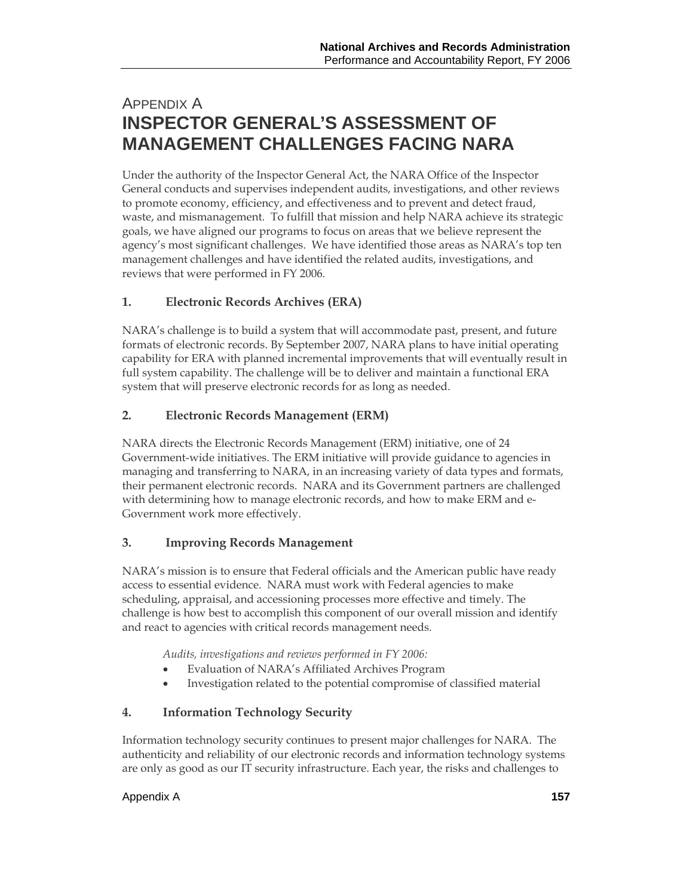# Appendix A
# INSPECTOR GENERAL'S ASSESSMENT OF MANAGEMENT CHALLENGES FACING NARA

Under the authority of the Inspector General Act, the NARA Office of the Inspector General conducts and supervises independent audits, investigations, and other reviews to promote economy, efficiency, and effectiveness and to prevent and detect fraud, waste, and mismanagement. To fulfill that mission and help NARA achieve its strategic goals, we have aligned our programs to focus on areas that we believe represent the agency's most significant challenges. We have identified those areas as NARA's top ten management challenges and have identified the related audits, investigations, and reviews that were performed in FY 2006.

## 1. Electronic Records Archives (ERA)

NARA's challenge is to build a system that will accommodate past, present, and future formats of electronic records. By September 2007, NARA plans to have initial operating capability for ERA with planned incremental improvements that will eventually result in full system capability. The challenge will be to deliver and maintain a functional ERA system that will preserve electronic records for as long as needed.

## 2. Electronic Records Management (ERM)

NARA directs the Electronic Records Management (ERM) initiative, one of 24 Government-wide initiatives. The ERM initiative will provide guidance to agencies in managing and transferring to NARA, in an increasing variety of data types and formats, their permanent electronic records. NARA and its Government partners are challenged with determining how to manage electronic records, and how to make ERM and e-Government work more effectively.

## 3. Improving Records Management

NARA's mission is to ensure that Federal officials and the American public have ready access to essential evidence. NARA must work with Federal agencies to make scheduling, appraisal, and accessioning processes more effective and timely. The challenge is how best to accomplish this component of our overall mission and identify and react to agencies with critical records management needs.

*Audits, investigations and reviews performed in FY 2006:*

- Evaluation of NARA's Affiliated Archives Program
- Investigation related to the potential compromise of classified material

## 4. Information Technology Security

Information technology security continues to present major challenges for NARA. The authenticity and reliability of our electronic records and information technology systems are only as good as our IT security infrastructure. Each year, the risks and challenges to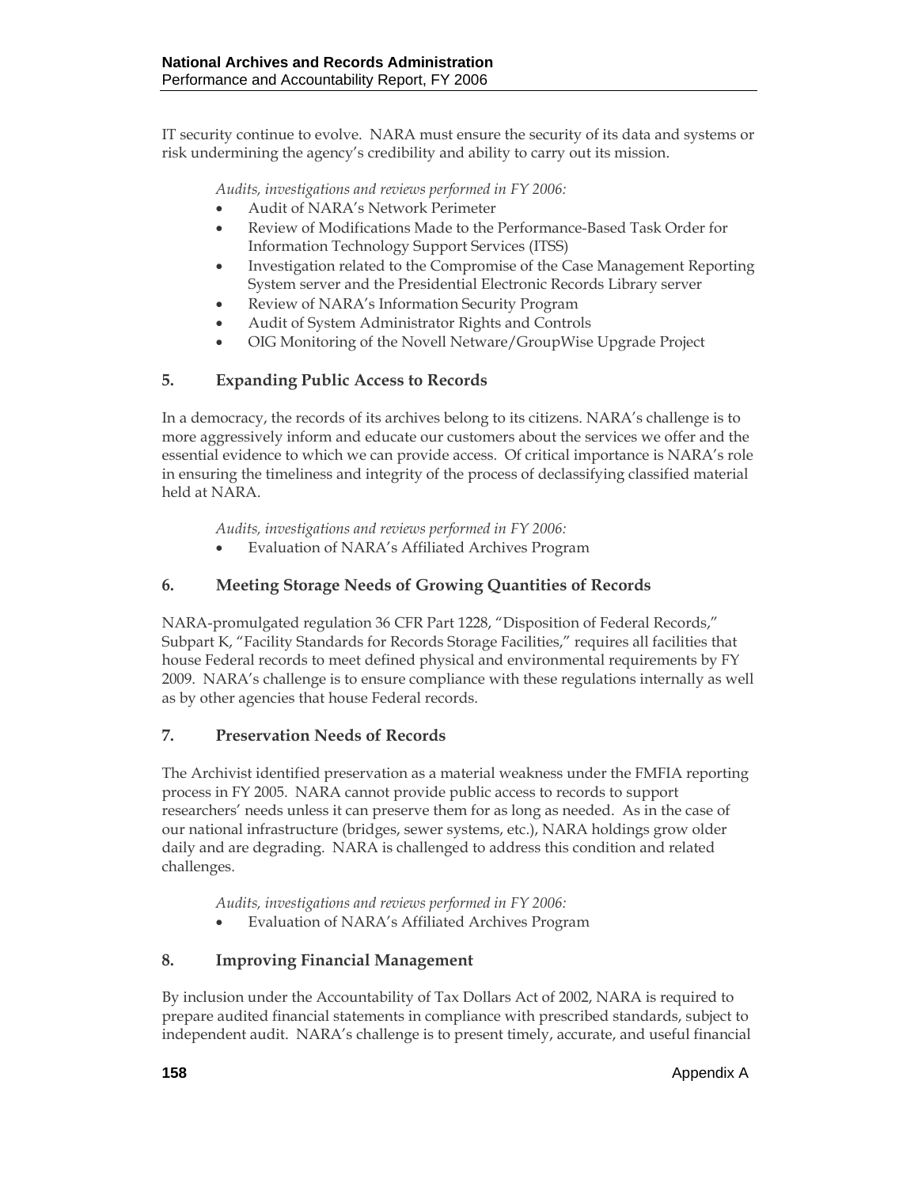IT security continue to evolve. NARA must ensure the security of its data and systems or risk undermining the agency's credibility and ability to carry out its mission.

*Audits, investigations and reviews performed in FY 2006:*

- Audit of NARA's Network Perimeter
- Review of Modifications Made to the Performance-Based Task Order for Information Technology Support Services (ITSS)
- Investigation related to the Compromise of the Case Management Reporting System server and the Presidential Electronic Records Library server
- Review of NARA's Information Security Program
- Audit of System Administrator Rights and Controls
- OIG Monitoring of the Novell Netware/GroupWise Upgrade Project

### 5. Expanding Public Access to Records

In a democracy, the records of its archives belong to its citizens. NARA's challenge is to more aggressively inform and educate our customers about the services we offer and the essential evidence to which we can provide access. Of critical importance is NARA's role in ensuring the timeliness and integrity of the process of declassifying classified material held at NARA.

*Audits, investigations and reviews performed in FY 2006:*

- Evaluation of NARA's Affiliated Archives Program

### 6. Meeting Storage Needs of Growing Quantities of Records

NARA-promulgated regulation 36 CFR Part 1228, "Disposition of Federal Records," Subpart K, "Facility Standards for Records Storage Facilities," requires all facilities that house Federal records to meet defined physical and environmental requirements by FY 2009. NARA's challenge is to ensure compliance with these regulations internally as well as by other agencies that house Federal records.

### 7. Preservation Needs of Records

The Archivist identified preservation as a material weakness under the FMFIA reporting process in FY 2005. NARA cannot provide public access to records to support researchers' needs unless it can preserve them for as long as needed. As in the case of our national infrastructure (bridges, sewer systems, etc.), NARA holdings grow older daily and are degrading. NARA is challenged to address this condition and related challenges.

*Audits, investigations and reviews performed in FY 2006:*

- Evaluation of NARA's Affiliated Archives Program

### 8. Improving Financial Management

By inclusion under the Accountability of Tax Dollars Act of 2002, NARA is required to prepare audited financial statements in compliance with prescribed standards, subject to independent audit. NARA's challenge is to present timely, accurate, and useful financial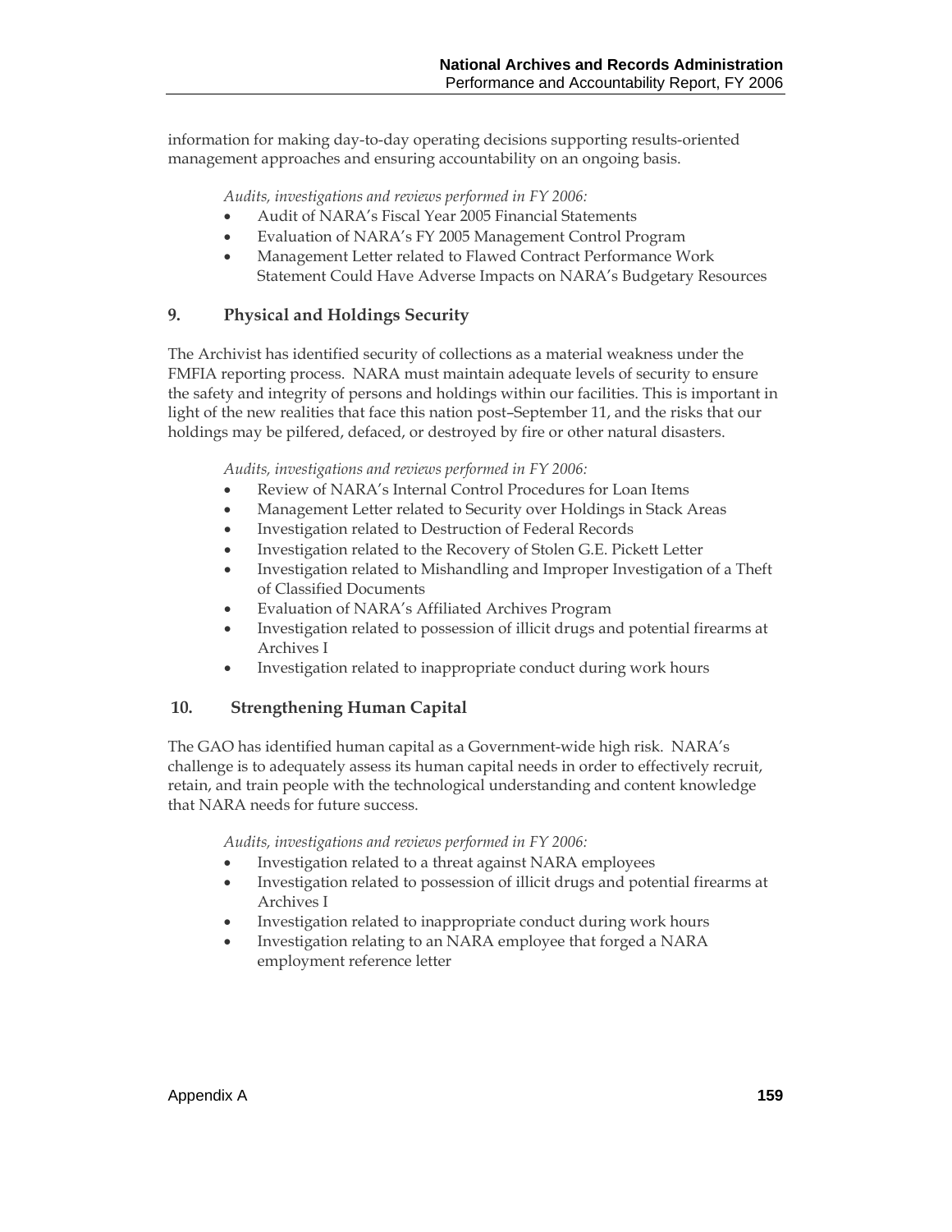information for making day-to-day operating decisions supporting results-oriented management approaches and ensuring accountability on an ongoing basis.

*Audits, investigations and reviews performed in FY 2006:*

- Audit of NARA's Fiscal Year 2005 Financial Statements
- Evaluation of NARA's FY 2005 Management Control Program
- Management Letter related to Flawed Contract Performance Work Statement Could Have Adverse Impacts on NARA's Budgetary Resources

## 9. Physical and Holdings Security

The Archivist has identified security of collections as a material weakness under the FMFIA reporting process. NARA must maintain adequate levels of security to ensure the safety and integrity of persons and holdings within our facilities. This is important in light of the new realities that face this nation post–September 11, and the risks that our holdings may be pilfered, defaced, or destroyed by fire or other natural disasters.

*Audits, investigations and reviews performed in FY 2006:*

- Review of NARA's Internal Control Procedures for Loan Items
- Management Letter related to Security over Holdings in Stack Areas
- Investigation related to Destruction of Federal Records
- Investigation related to the Recovery of Stolen G.E. Pickett Letter
- Investigation related to Mishandling and Improper Investigation of a Theft of Classified Documents
- Evaluation of NARA's Affiliated Archives Program
- Investigation related to possession of illicit drugs and potential firearms at Archives I
- Investigation related to inappropriate conduct during work hours

## 10. Strengthening Human Capital

The GAO has identified human capital as a Government-wide high risk. NARA's challenge is to adequately assess its human capital needs in order to effectively recruit, retain, and train people with the technological understanding and content knowledge that NARA needs for future success.

*Audits, investigations and reviews performed in FY 2006:*

- Investigation related to a threat against NARA employees
- Investigation related to possession of illicit drugs and potential firearms at Archives I
- Investigation related to inappropriate conduct during work hours
- Investigation relating to an NARA employee that forged a NARA employment reference letter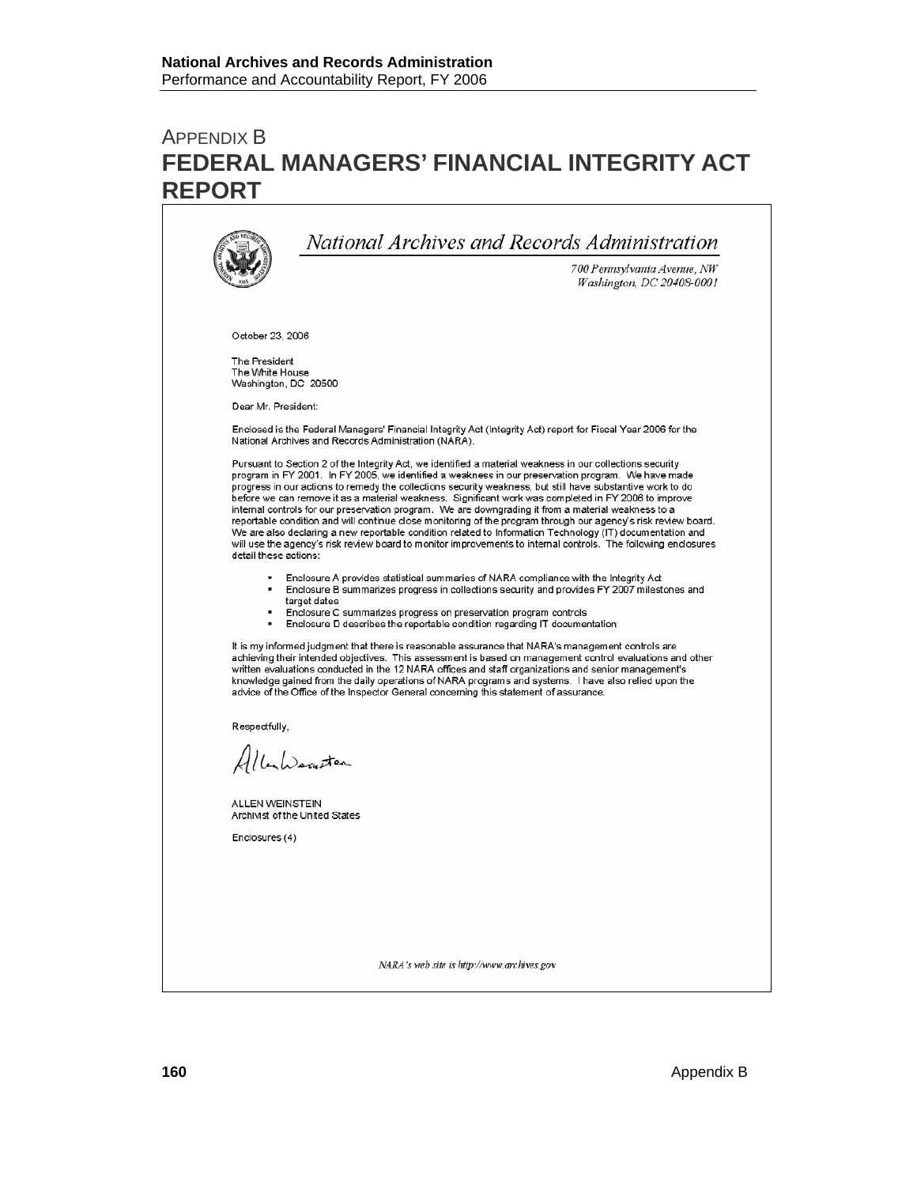# APPENDIX B
# FEDERAL MANAGERS' FINANCIAL INTEGRITY ACT REPORT

*National Archives and Records Administration*

*700 Pennsylvania Avenue, NW*
*Washington, DC 20408-0001*

October 23, 2006

The President
The White House
Washington, DC 20500

Dear Mr. President:

Enclosed is the Federal Managers' Financial Integrity Act (Integrity Act) report for Fiscal Year 2006 for the National Archives and Records Administration (NARA).

Pursuant to Section 2 of the Integrity Act, we identified a material weakness in our collections security program in FY 2001. In FY 2005, we identified a weakness in our preservation program. We have made progress in our actions to remedy the collections security weakness, but still have substantive work to do before we can remove it as a material weakness. Significant work was completed in FY 2006 to improve internal controls for our preservation program. We are downgrading it from a material weakness to a reportable condition and will continue close monitoring of the program through our agency's risk review board. We are also declaring a new reportable condition related to Information Technology (IT) documentation and will use the agency's risk review board to monitor improvements to internal controls. The following enclosures detail these actions:

- Enclosure A provides statistical summaries of NARA compliance with the Integrity Act
- Enclosure B summarizes progress in collections security and provides FY 2007 milestones and target dates
- Enclosure C summarizes progress on preservation program controls
- Enclosure D describes the reportable condition regarding IT documentation

It is my informed judgment that there is reasonable assurance that NARA's management controls are achieving their intended objectives. This assessment is based on management control evaluations and other written evaluations conducted in the 12 NARA offices and staff organizations and senior management's knowledge gained from the daily operations of NARA programs and systems. I have also relied upon the advice of the Office of the Inspector General concerning this statement of assurance.

Respectfully,

Allen Weinstein

ALLEN WEINSTEIN
Archivist of the United States

Enclosures (4)

*NARA's web site is http://www.archives.gov*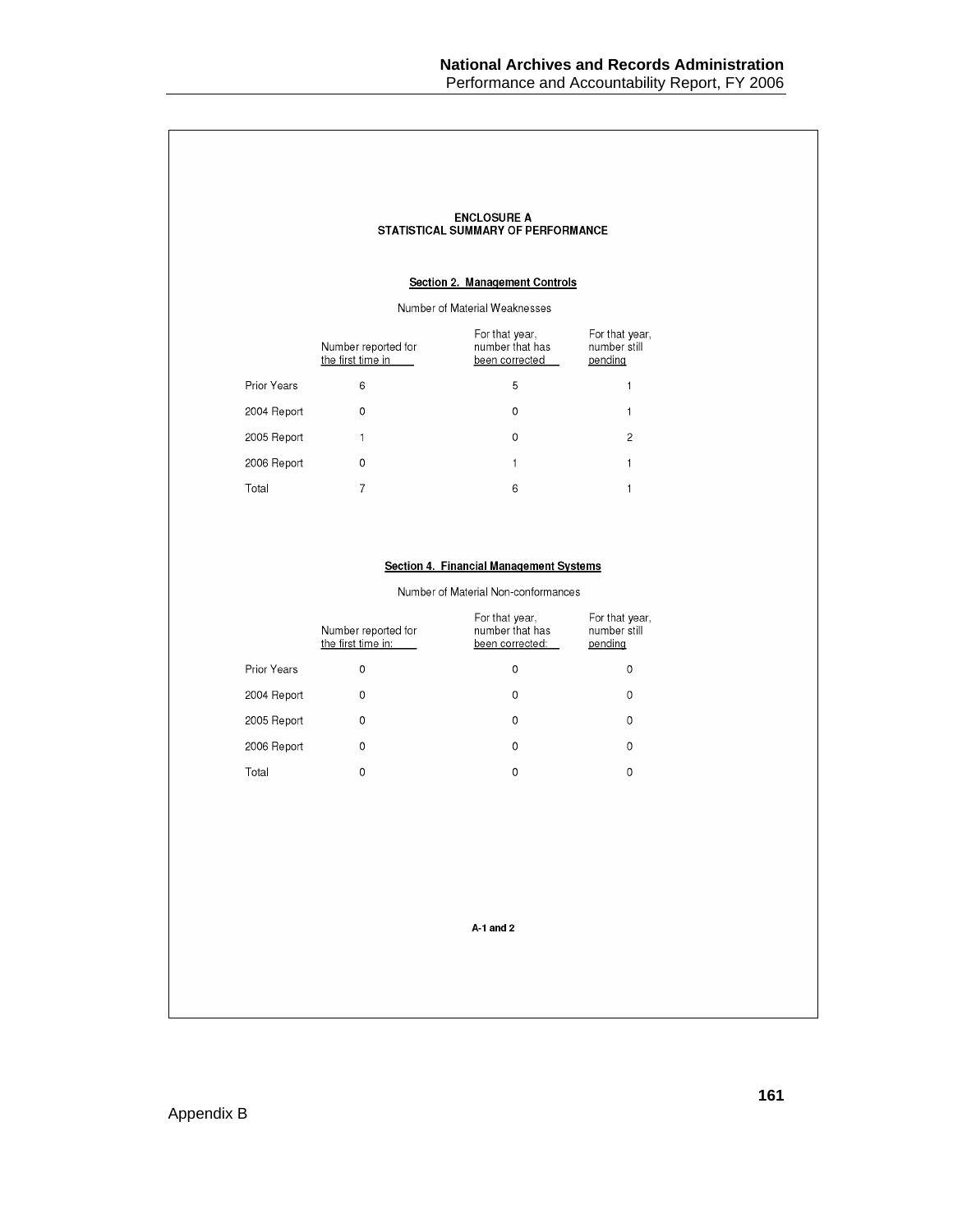## ENCLOSURE A
## STATISTICAL SUMMARY OF PERFORMANCE

### Section 2. Management Controls

Number of Material Weaknesses

| | Number reported for the first time in | For that year, number that has been corrected | For that year, number still pending |
|---|---|---|---|
| Prior Years | 6 | 5 | 1 |
| 2004 Report | 0 | 0 | 1 |
| 2005 Report | 1 | 0 | 2 |
| 2006 Report | 0 | 1 | 1 |
| Total | 7 | 6 | 1 |

### Section 4. Financial Management Systems

Number of Material Non-conformances

| | Number reported for the first time in: | For that year, number that has been corrected: | For that year, number still pending |
|---|---|---|---|
| Prior Years | 0 | 0 | 0 |
| 2004 Report | 0 | 0 | 0 |
| 2005 Report | 0 | 0 | 0 |
| 2006 Report | 0 | 0 | 0 |
| Total | 0 | 0 | 0 |

A-1 and 2

Appendix B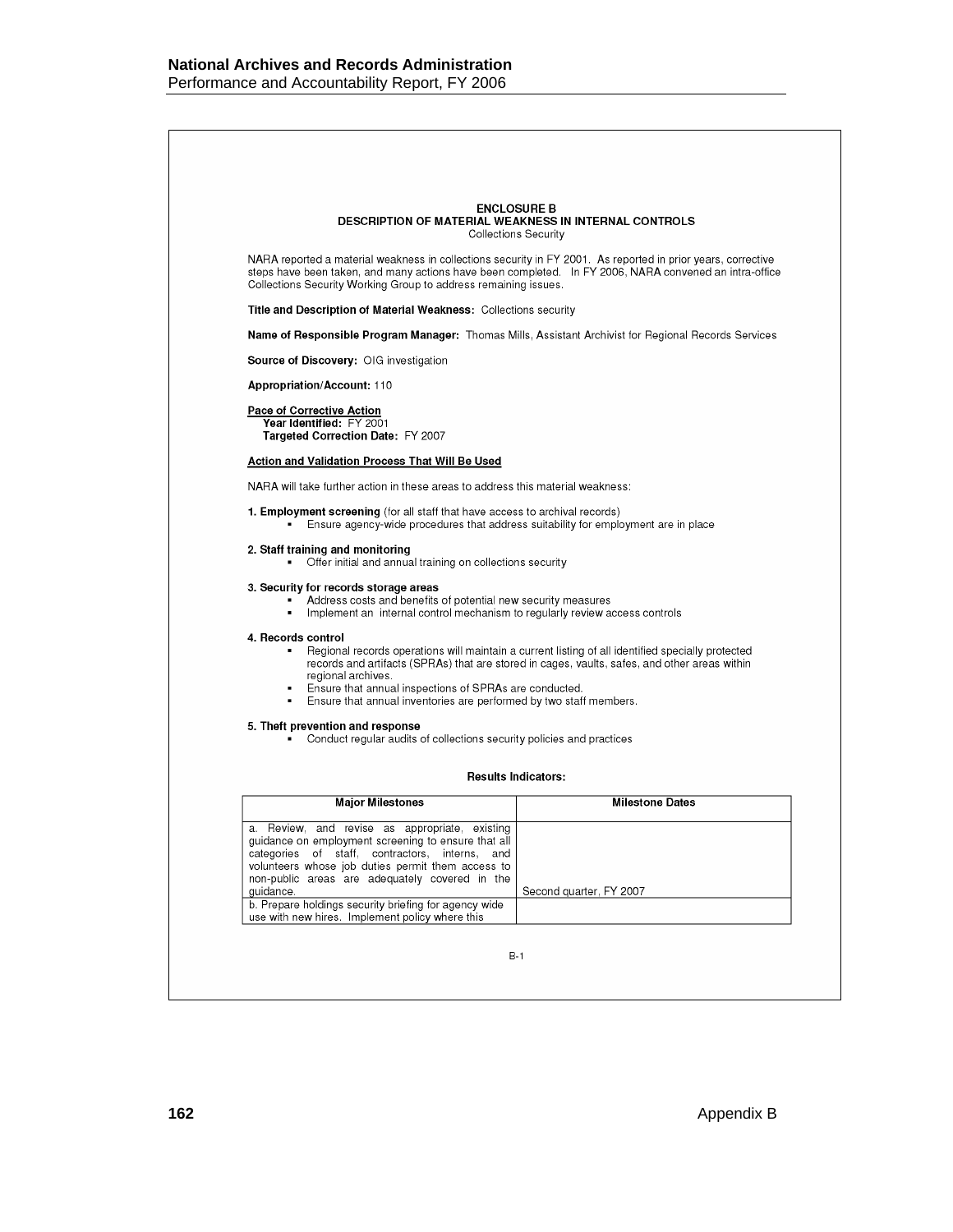## ENCLOSURE B
## DESCRIPTION OF MATERIAL WEAKNESS IN INTERNAL CONTROLS
Collections Security

NARA reported a material weakness in collections security in FY 2001. As reported in prior years, corrective steps have been taken, and many actions have been completed. In FY 2006, NARA convened an intra-office Collections Security Working Group to address remaining issues.

**Title and Description of Material Weakness:** Collections security

**Name of Responsible Program Manager:** Thomas Mills, Assistant Archivist for Regional Records Services

**Source of Discovery:** OIG investigation

**Appropriation/Account:** 110

**Pace of Corrective Action**
**Year Identified:** FY 2001
**Targeted Correction Date:** FY 2007

**Action and Validation Process That Will Be Used**

NARA will take further action in these areas to address this material weakness:

**1. Employment screening** (for all staff that have access to archival records)
- Ensure agency-wide procedures that address suitability for employment are in place

**2. Staff training and monitoring**
- Offer initial and annual training on collections security

**3. Security for records storage areas**
- Address costs and benefits of potential new security measures
- Implement an internal control mechanism to regularly review access controls

**4. Records control**
- Regional records operations will maintain a current listing of all identified specially protected records and artifacts (SPRAs) that are stored in cages, vaults, safes, and other areas within regional archives.
- Ensure that annual inspections of SPRAs are conducted.
- Ensure that annual inventories are performed by two staff members.

**5. Theft prevention and response**
- Conduct regular audits of collections security policies and practices

**Results Indicators:**

| Major Milestones | Milestone Dates |
|---|---|
| a. Review, and revise as appropriate, existing guidance on employment screening to ensure that all categories of staff, contractors, interns, and volunteers whose job duties permit them access to non-public areas are adequately covered in the guidance. | Second quarter, FY 2007 |
| b. Prepare holdings security briefing for agency wide use with new hires. Implement policy where this | |

B-1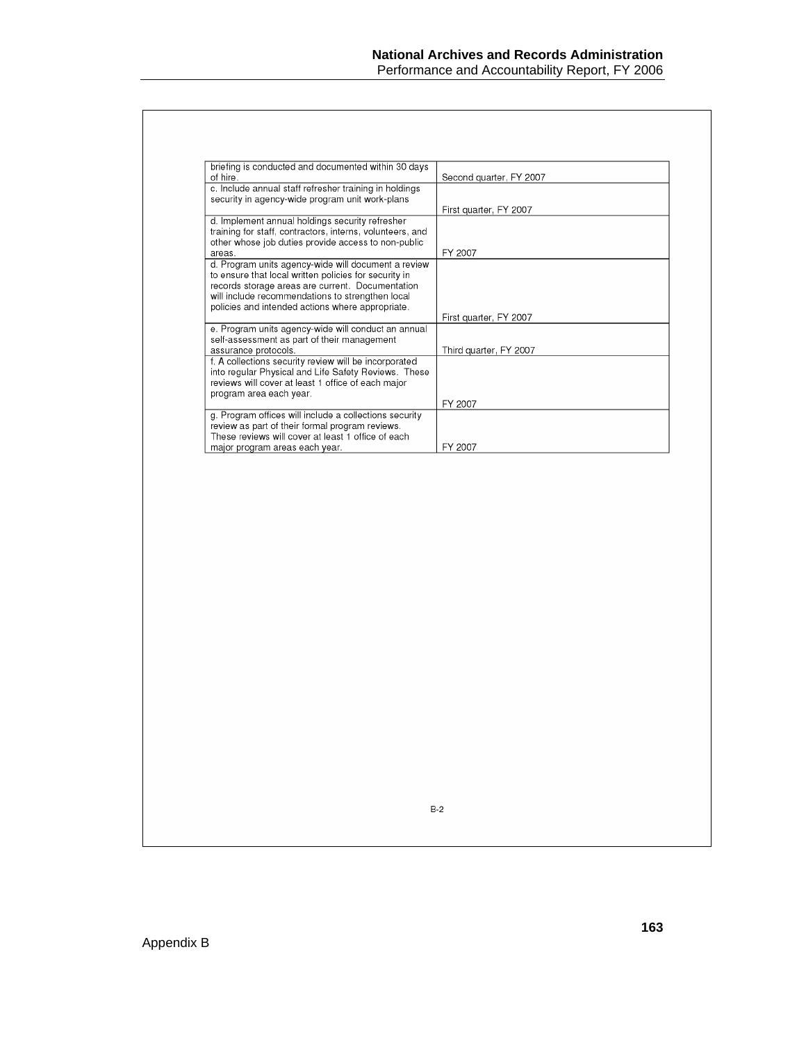| | |
|---|---|
| briefing is conducted and documented within 30 days of hire. | Second quarter, FY 2007 |
| c. Include annual staff refresher training in holdings security in agency-wide program unit work-plans | First quarter, FY 2007 |
| d. Implement annual holdings security refresher training for staff, contractors, interns, volunteers, and other whose job duties provide access to non-public areas. | FY 2007 |
| d. Program units agency-wide will document a review to ensure that local written policies for security in records storage areas are current. Documentation will include recommendations to strengthen local policies and intended actions where appropriate. | First quarter, FY 2007 |
| e. Program units agency-wide will conduct an annual self-assessment as part of their management assurance protocols. | Third quarter, FY 2007 |
| f. A collections security review will be incorporated into regular Physical and Life Safety Reviews. These reviews will cover at least 1 office of each major program area each year. | FY 2007 |
| g. Program offices will include a collections security review as part of their formal program reviews. These reviews will cover at least 1 office of each major program areas each year. | FY 2007 |

B-2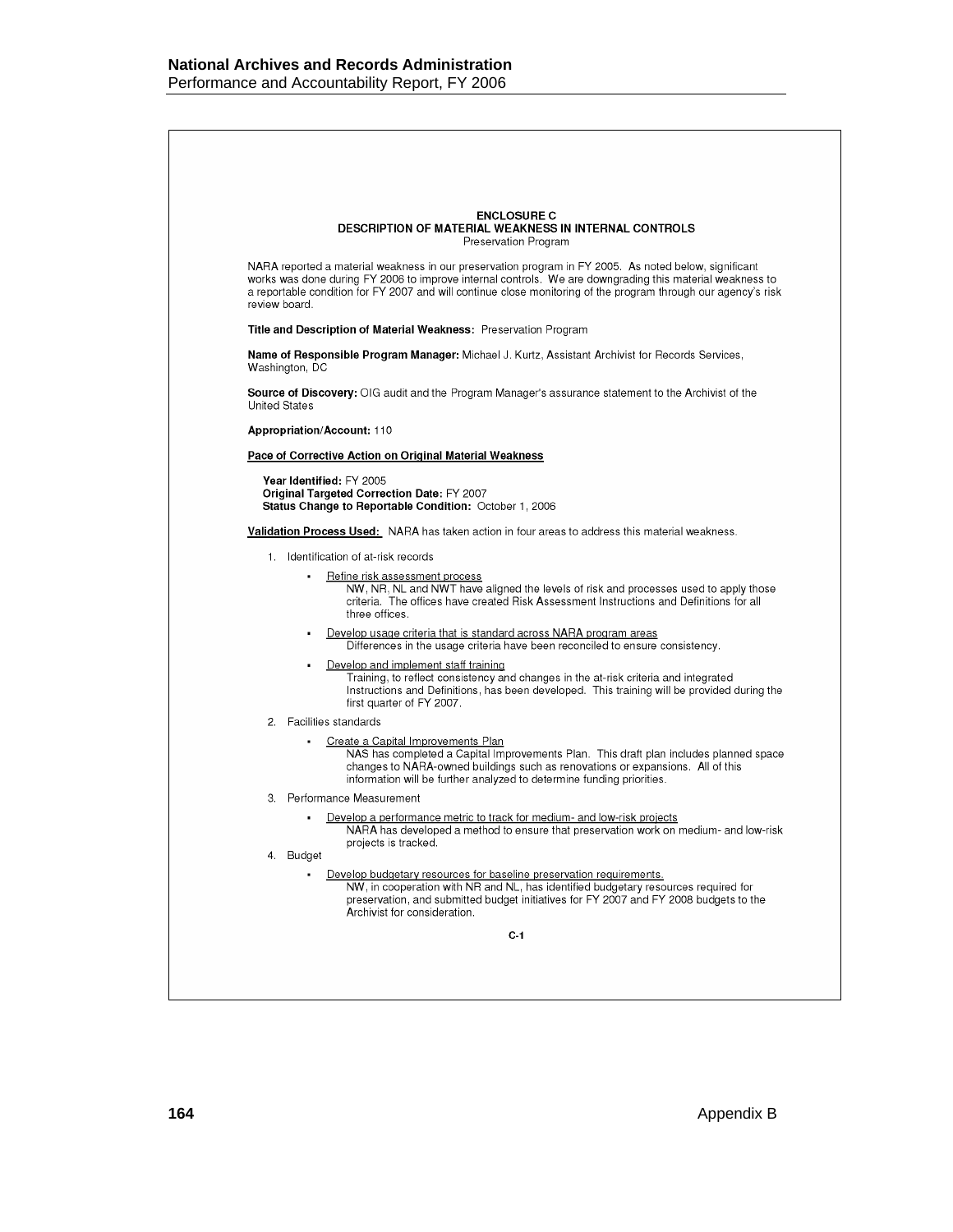**ENCLOSURE C**
**DESCRIPTION OF MATERIAL WEAKNESS IN INTERNAL CONTROLS**
Preservation Program

NARA reported a material weakness in our preservation program in FY 2005. As noted below, significant works was done during FY 2006 to improve internal controls. We are downgrading this material weakness to a reportable condition for FY 2007 and will continue close monitoring of the program through our agency's risk review board.

**Title and Description of Material Weakness:** Preservation Program

**Name of Responsible Program Manager:** Michael J. Kurtz, Assistant Archivist for Records Services, Washington, DC

**Source of Discovery:** OIG audit and the Program Manager's assurance statement to the Archivist of the United States

**Appropriation/Account:** 110

**Pace of Corrective Action on Original Material Weakness**

**Year Identified:** FY 2005
**Original Targeted Correction Date:** FY 2007
**Status Change to Reportable Condition:** October 1, 2006

**Validation Process Used:** NARA has taken action in four areas to address this material weakness.

1. Identification of at-risk records
   - Refine risk assessment process
     NW, NR, NL and NWT have aligned the levels of risk and processes used to apply those criteria. The offices have created Risk Assessment Instructions and Definitions for all three offices.
   - Develop usage criteria that is standard across NARA program areas
     Differences in the usage criteria have been reconciled to ensure consistency.
   - Develop and implement staff training
     Training, to reflect consistency and changes in the at-risk criteria and integrated Instructions and Definitions, has been developed. This training will be provided during the first quarter of FY 2007.
2. Facilities standards
   - Create a Capital Improvements Plan
     NAS has completed a Capital Improvements Plan. This draft plan includes planned space changes to NARA-owned buildings such as renovations or expansions. All of this information will be further analyzed to determine funding priorities.
3. Performance Measurement
   - Develop a performance metric to track for medium- and low-risk projects
     NARA has developed a method to ensure that preservation work on medium- and low-risk projects is tracked.
4. Budget
   - Develop budgetary resources for baseline preservation requirements.
     NW, in cooperation with NR and NL, has identified budgetary resources required for preservation, and submitted budget initiatives for FY 2007 and FY 2008 budgets to the Archivist for consideration.

C-1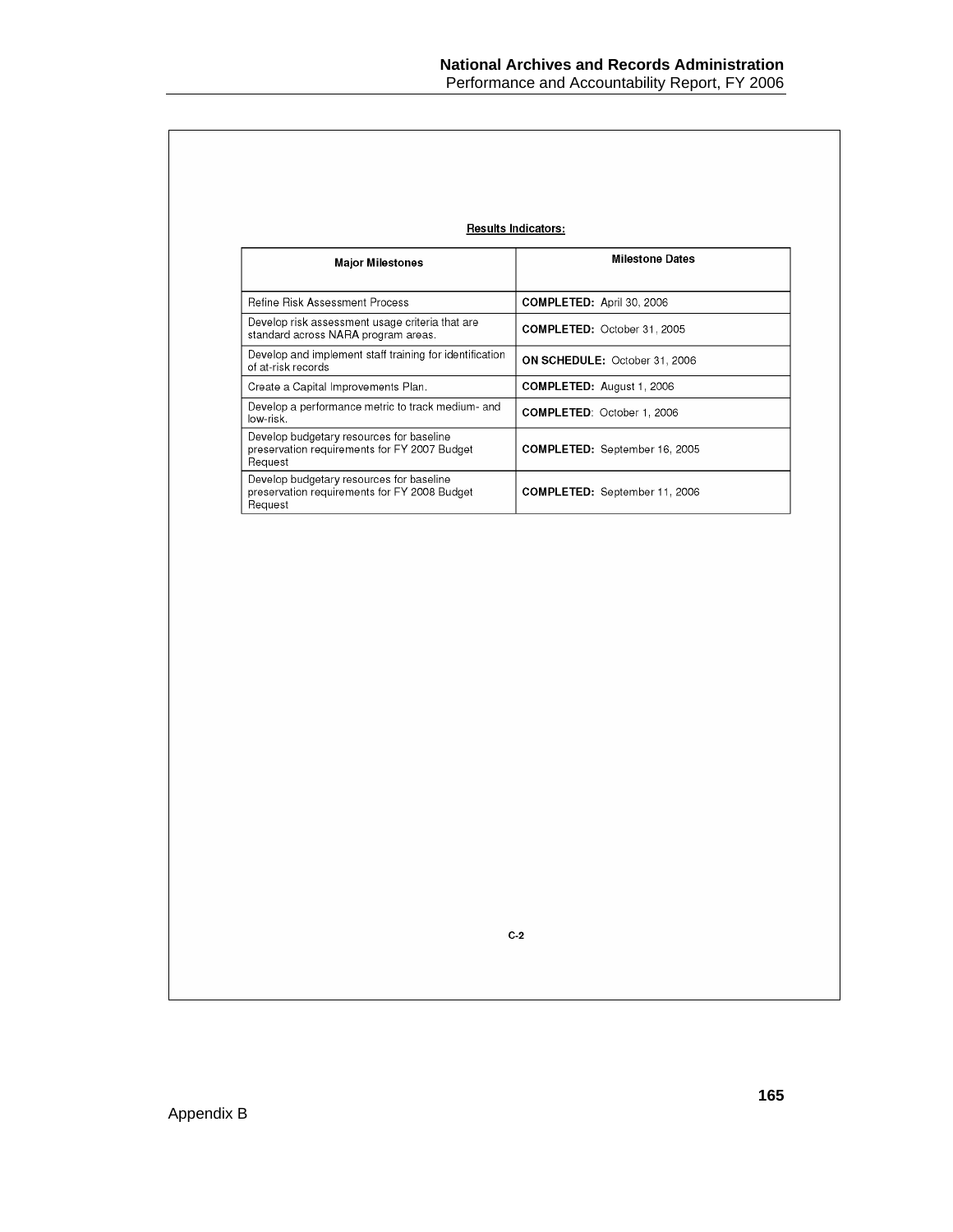**Results Indicators:**

| Major Milestones | Milestone Dates |
|---|---|
| Refine Risk Assessment Process | **COMPLETED:** April 30, 2006 |
| Develop risk assessment usage criteria that are standard across NARA program areas. | **COMPLETED:** October 31, 2005 |
| Develop and implement staff training for identification of at-risk records | **ON SCHEDULE:** October 31, 2006 |
| Create a Capital Improvements Plan. | **COMPLETED:** August 1, 2006 |
| Develop a performance metric to track medium- and low-risk. | **COMPLETED**: October 1, 2006 |
| Develop budgetary resources for baseline preservation requirements for FY 2007 Budget Request | **COMPLETED:** September 16, 2005 |
| Develop budgetary resources for baseline preservation requirements for FY 2008 Budget Request | **COMPLETED:** September 11, 2006 |

C-2

Appendix B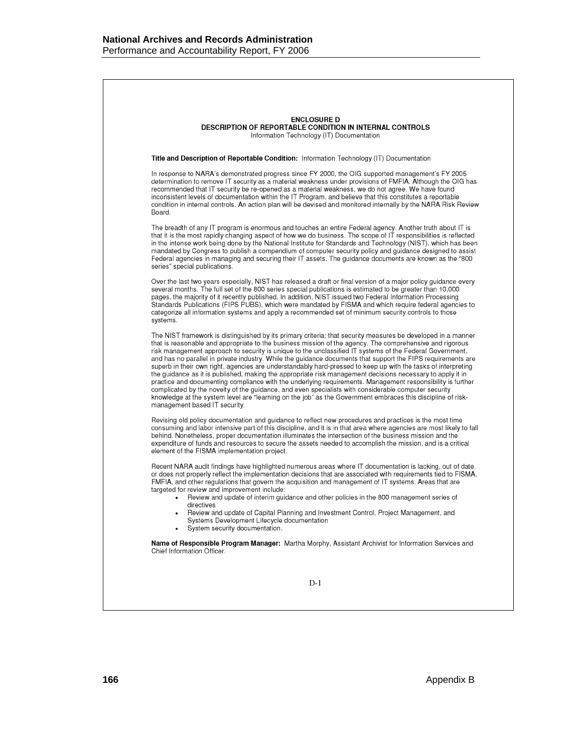## ENCLOSURE D
## DESCRIPTION OF REPORTABLE CONDITION IN INTERNAL CONTROLS
Information Technology (IT) Documentation

**Title and Description of Reportable Condition:** Information Technology (IT) Documentation

In response to NARA's demonstrated progress since FY 2000, the OIG supported management's FY 2005 determination to remove IT security as a material weakness under provisions of FMFIA. Although the OIG has recommended that IT security be re-opened as a material weakness, we do not agree. We have found inconsistent levels of documentation within the IT Program, and believe that this constitutes a reportable condition in internal controls. An action plan will be devised and monitored internally by the NARA Risk Review Board.

The breadth of any IT program is enormous and touches an entire Federal agency. Another truth about IT is that it is the most rapidly changing aspect of how we do business. The scope of IT responsibilities is reflected in the intense work being done by the National Institute for Standards and Technology (NIST), which has been mandated by Congress to publish a compendium of computer security policy and guidance designed to assist Federal agencies in managing and securing their IT assets. The guidance documents are known as the "800 series" special publications.

Over the last two years especially, NIST has released a draft or final version of a major policy guidance every several months. The full set of the 800 series special publications is estimated to be greater than 10,000 pages, the majority of it recently published. In addition, NIST issued two Federal Information Processing Standards Publications (FIPS PUBS), which were mandated by FISMA and which require federal agencies to categorize all information systems and apply a recommended set of minimum security controls to those systems.

The NIST framework is distinguished by its primary criteria: that security measures be developed in a manner that is reasonable and appropriate to the business mission of the agency. The comprehensive and rigorous risk management approach to security is unique to the unclassified IT systems of the Federal Government, and has no parallel in private industry. While the guidance documents that support the FIPS requirements are superb in their own right, agencies are understandably hard-pressed to keep up with the tasks of interpreting the guidance as it is published, making the appropriate risk management decisions necessary to apply it in practice and documenting compliance with the underlying requirements. Management responsibility is further complicated by the novelty of the guidance, and even specialists with considerable computer security knowledge at the system level are "learning on the job" as the Government embraces this discipline of risk-management based IT security.

Revising old policy documentation and guidance to reflect new procedures and practices is the most time consuming and labor intensive part of this discipline, and it is in that area where agencies are most likely to fall behind. Nonetheless, proper documentation illuminates the intersection of the business mission and the expenditure of funds and resources to secure the assets needed to accomplish the mission, and is a critical element of the FISMA implementation project.

Recent NARA audit findings have highlighted numerous areas where IT documentation is lacking, out of date, or does not properly reflect the implementation decisions that are associated with requirements tied to FISMA, FMFIA, and other regulations that govern the acquisition and management of IT systems. Areas that are targeted for review and improvement include:

- Review and update of interim guidance and other policies in the 800 management series of directives
- Review and update of Capital Planning and Investment Control, Project Management, and Systems Development Lifecycle documentation
- System security documentation.

**Name of Responsible Program Manager:** Martha Morphy, Assistant Archivist for Information Services and Chief Information Officer.

D-1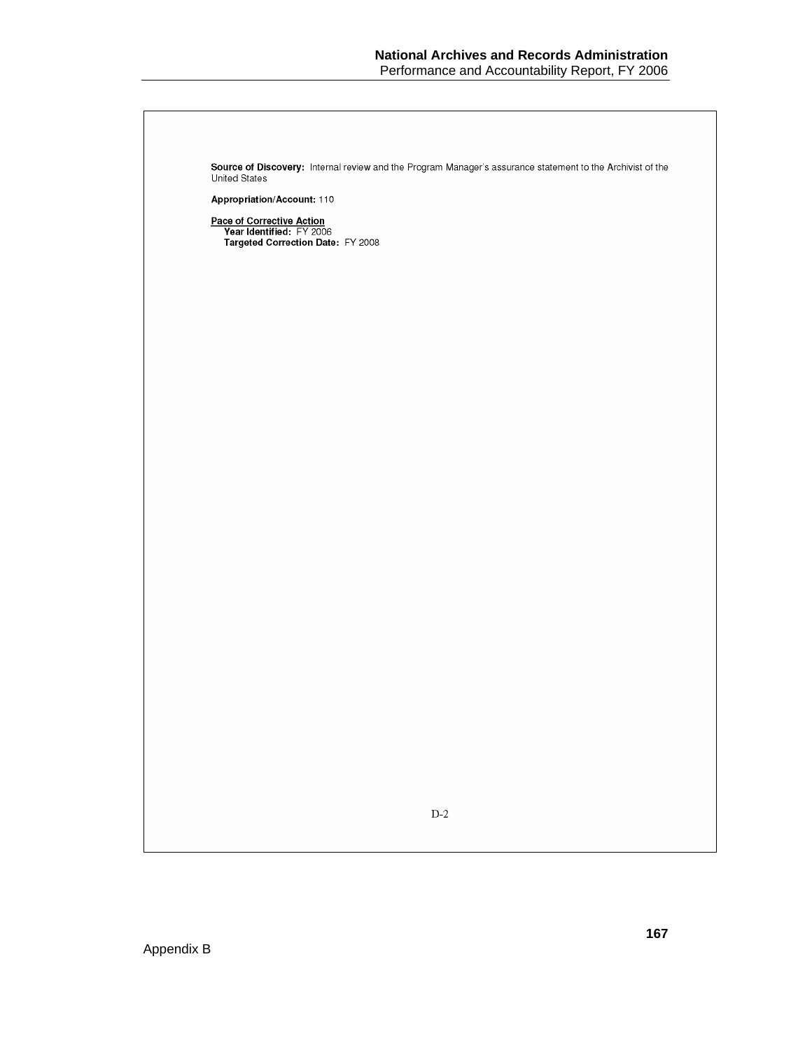**Source of Discovery:** Internal review and the Program Manager's assurance statement to the Archivist of the United States

**Appropriation/Account:** 110

**Pace of Corrective Action**

**Year Identified:** FY 2006

**Targeted Correction Date:** FY 2008

D-2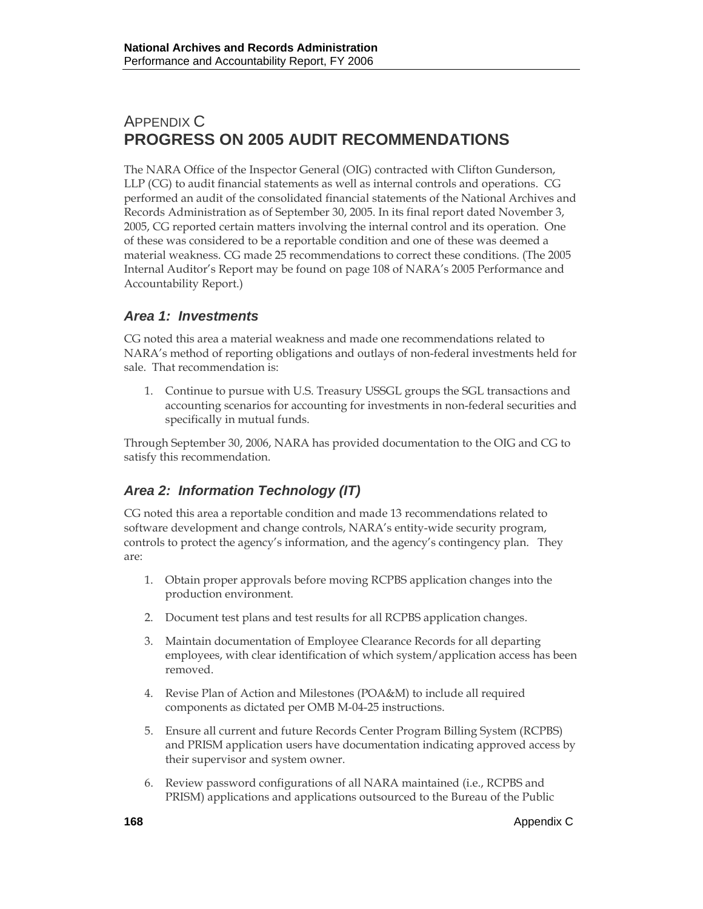# APPENDIX C
# PROGRESS ON 2005 AUDIT RECOMMENDATIONS

The NARA Office of the Inspector General (OIG) contracted with Clifton Gunderson, LLP (CG) to audit financial statements as well as internal controls and operations. CG performed an audit of the consolidated financial statements of the National Archives and Records Administration as of September 30, 2005. In its final report dated November 3, 2005, CG reported certain matters involving the internal control and its operation. One of these was considered to be a reportable condition and one of these was deemed a material weakness. CG made 25 recommendations to correct these conditions. (The 2005 Internal Auditor's Report may be found on page 108 of NARA's 2005 Performance and Accountability Report.)

## *Area 1: Investments*

CG noted this area a material weakness and made one recommendations related to NARA's method of reporting obligations and outlays of non-federal investments held for sale. That recommendation is:

1. Continue to pursue with U.S. Treasury USSGL groups the SGL transactions and accounting scenarios for accounting for investments in non-federal securities and specifically in mutual funds.

Through September 30, 2006, NARA has provided documentation to the OIG and CG to satisfy this recommendation.

## *Area 2: Information Technology (IT)*

CG noted this area a reportable condition and made 13 recommendations related to software development and change controls, NARA's entity-wide security program, controls to protect the agency's information, and the agency's contingency plan. They are:

1. Obtain proper approvals before moving RCPBS application changes into the production environment.
2. Document test plans and test results for all RCPBS application changes.
3. Maintain documentation of Employee Clearance Records for all departing employees, with clear identification of which system/application access has been removed.
4. Revise Plan of Action and Milestones (POA&M) to include all required components as dictated per OMB M-04-25 instructions.
5. Ensure all current and future Records Center Program Billing System (RCPBS) and PRISM application users have documentation indicating approved access by their supervisor and system owner.
6. Review password configurations of all NARA maintained (i.e., RCPBS and PRISM) applications and applications outsourced to the Bureau of the Public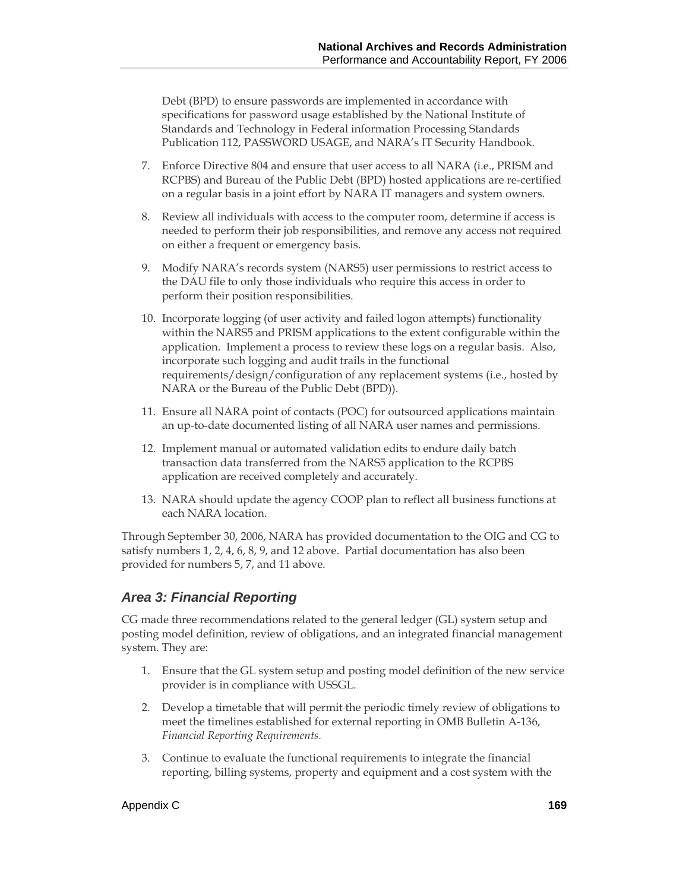Debt (BPD) to ensure passwords are implemented in accordance with specifications for password usage established by the National Institute of Standards and Technology in Federal information Processing Standards Publication 112, PASSWORD USAGE, and NARA's IT Security Handbook.

7. Enforce Directive 804 and ensure that user access to all NARA (i.e., PRISM and RCPBS) and Bureau of the Public Debt (BPD) hosted applications are re-certified on a regular basis in a joint effort by NARA IT managers and system owners.

8. Review all individuals with access to the computer room, determine if access is needed to perform their job responsibilities, and remove any access not required on either a frequent or emergency basis.

9. Modify NARA's records system (NARS5) user permissions to restrict access to the DAU file to only those individuals who require this access in order to perform their position responsibilities.

10. Incorporate logging (of user activity and failed logon attempts) functionality within the NARS5 and PRISM applications to the extent configurable within the application. Implement a process to review these logs on a regular basis. Also, incorporate such logging and audit trails in the functional requirements/design/configuration of any replacement systems (i.e., hosted by NARA or the Bureau of the Public Debt (BPD)).

11. Ensure all NARA point of contacts (POC) for outsourced applications maintain an up-to-date documented listing of all NARA user names and permissions.

12. Implement manual or automated validation edits to endure daily batch transaction data transferred from the NARS5 application to the RCPBS application are received completely and accurately.

13. NARA should update the agency COOP plan to reflect all business functions at each NARA location.

Through September 30, 2006, NARA has provided documentation to the OIG and CG to satisfy numbers 1, 2, 4, 6, 8, 9, and 12 above. Partial documentation has also been provided for numbers 5, 7, and 11 above.

### *Area 3: Financial Reporting*

CG made three recommendations related to the general ledger (GL) system setup and posting model definition, review of obligations, and an integrated financial management system. They are:

1. Ensure that the GL system setup and posting model definition of the new service provider is in compliance with USSGL.

2. Develop a timetable that will permit the periodic timely review of obligations to meet the timelines established for external reporting in OMB Bulletin A-136, *Financial Reporting Requirements.*

3. Continue to evaluate the functional requirements to integrate the financial reporting, billing systems, property and equipment and a cost system with the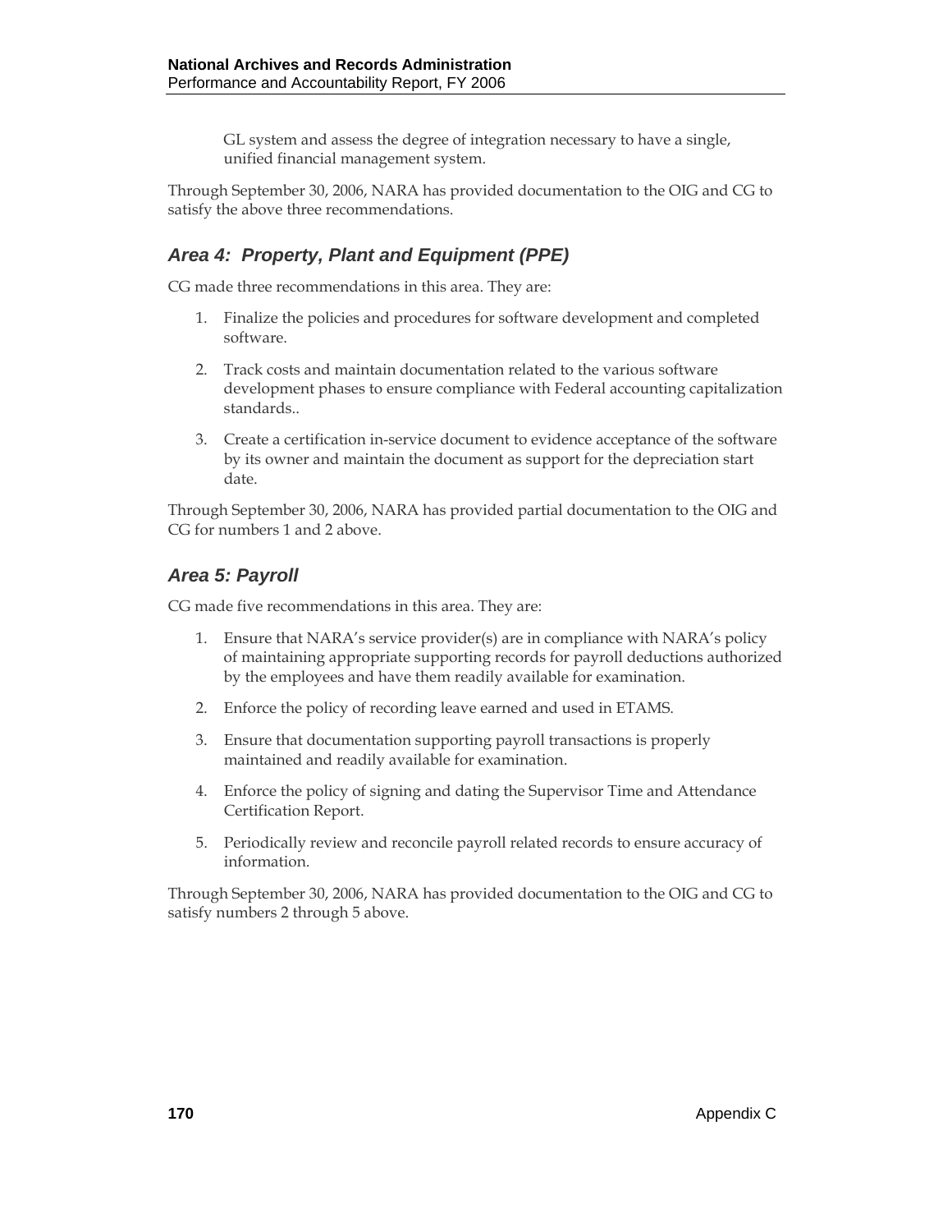GL system and assess the degree of integration necessary to have a single, unified financial management system.

Through September 30, 2006, NARA has provided documentation to the OIG and CG to satisfy the above three recommendations.

### *Area 4: Property, Plant and Equipment (PPE)*

CG made three recommendations in this area. They are:

1. Finalize the policies and procedures for software development and completed software.
2. Track costs and maintain documentation related to the various software development phases to ensure compliance with Federal accounting capitalization standards..
3. Create a certification in-service document to evidence acceptance of the software by its owner and maintain the document as support for the depreciation start date.

Through September 30, 2006, NARA has provided partial documentation to the OIG and CG for numbers 1 and 2 above.

### *Area 5: Payroll*

CG made five recommendations in this area. They are:

1. Ensure that NARA's service provider(s) are in compliance with NARA's policy of maintaining appropriate supporting records for payroll deductions authorized by the employees and have them readily available for examination.
2. Enforce the policy of recording leave earned and used in ETAMS.
3. Ensure that documentation supporting payroll transactions is properly maintained and readily available for examination.
4. Enforce the policy of signing and dating the Supervisor Time and Attendance Certification Report.
5. Periodically review and reconcile payroll related records to ensure accuracy of information.

Through September 30, 2006, NARA has provided documentation to the OIG and CG to satisfy numbers 2 through 5 above.